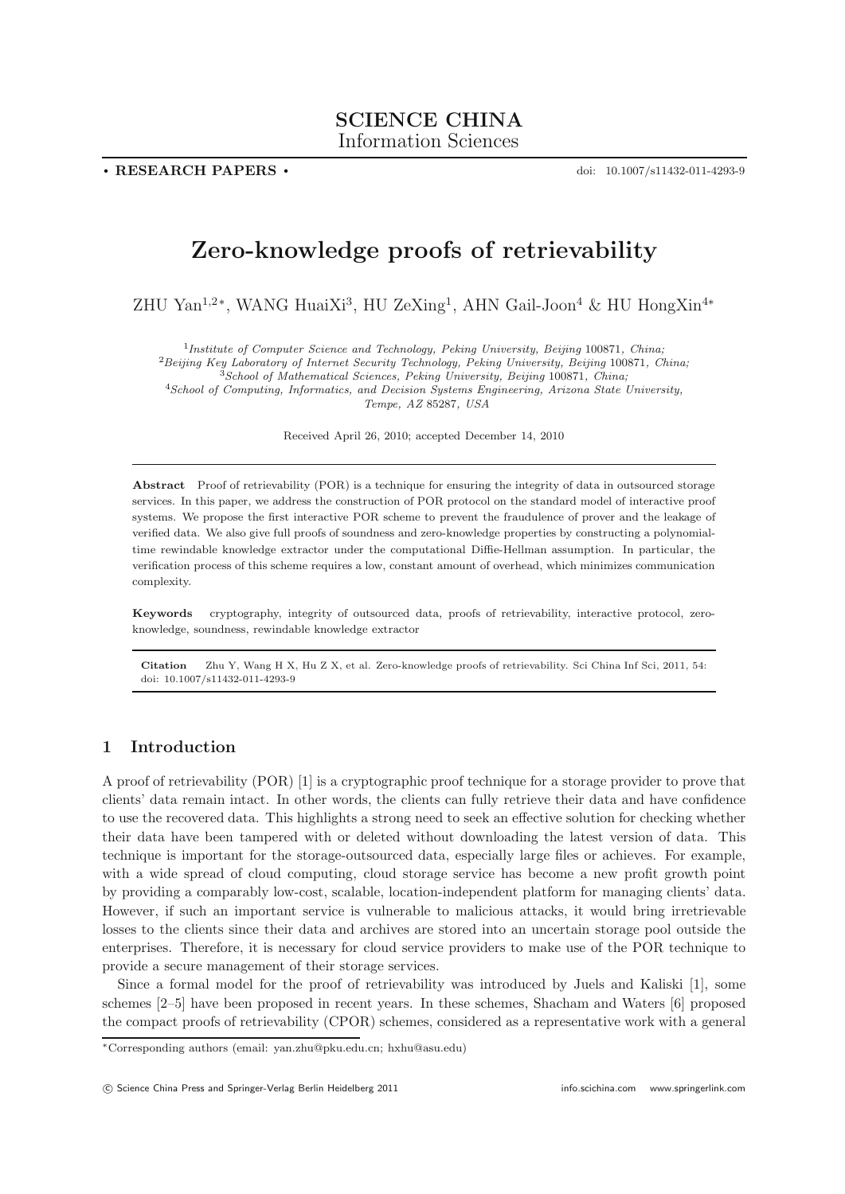**SCIENCE CHINA**
Information Sciences

• **RESEARCH PAPERS** •

doi: 10.1007/s11432-011-4293-9

# Zero-knowledge proofs of retrievability

ZHU Yan[1,2*], WANG HuaiXi[3], HU ZeXing[1], AHN Gail-Joon[4] & HU HongXin[4*]

[1]*Institute of Computer Science and Technology, Peking University, Beijing* 100871*, China;*
[2]*Beijing Key Laboratory of Internet Security Technology, Peking University, Beijing* 100871*, China;*
[3]*School of Mathematical Sciences, Peking University, Beijing* 100871*, China;*
[4]*School of Computing, Informatics, and Decision Systems Engineering, Arizona State University, Tempe, AZ* 85287*, USA*

Received April 26, 2010; accepted December 14, 2010

**Abstract** Proof of retrievability (POR) is a technique for ensuring the integrity of data in outsourced storage services. In this paper, we address the construction of POR protocol on the standard model of interactive proof systems. We propose the first interactive POR scheme to prevent the fraudulence of prover and the leakage of verified data. We also give full proofs of soundness and zero-knowledge properties by constructing a polynomial-time rewindable knowledge extractor under the computational Diffie-Hellman assumption. In particular, the verification process of this scheme requires a low, constant amount of overhead, which minimizes communication complexity.

**Keywords** cryptography, integrity of outsourced data, proofs of retrievability, interactive protocol, zero-knowledge, soundness, rewindable knowledge extractor

**Citation** Zhu Y, Wang H X, Hu Z X, et al. Zero-knowledge proofs of retrievability. Sci China Inf Sci, 2011, 54: doi: 10.1007/s11432-011-4293-9

## 1 Introduction

A proof of retrievability (POR) [1] is a cryptographic proof technique for a storage provider to prove that clients' data remain intact. In other words, the clients can fully retrieve their data and have confidence to use the recovered data. This highlights a strong need to seek an effective solution for checking whether their data have been tampered with or deleted without downloading the latest version of data. This technique is important for the storage-outsourced data, especially large files or achieves. For example, with a wide spread of cloud computing, cloud storage service has become a new profit growth point by providing a comparably low-cost, scalable, location-independent platform for managing clients' data. However, if such an important service is vulnerable to malicious attacks, it would bring irretrievable losses to the clients since their data and archives are stored into an uncertain storage pool outside the enterprises. Therefore, it is necessary for cloud service providers to make use of the POR technique to provide a secure management of their storage services.

Since a formal model for the proof of retrievability was introduced by Juels and Kaliski [1], some schemes [2–5] have been proposed in recent years. In these schemes, Shacham and Waters [6] proposed the compact proofs of retrievability (CPOR) schemes, considered as a representative work with a general

*Corresponding authors (email: yan.zhu@pku.edu.cn; hxhu@asu.edu)

© Science China Press and Springer-Verlag Berlin Heidelberg 2011 info.scichina.com www.springerlink.com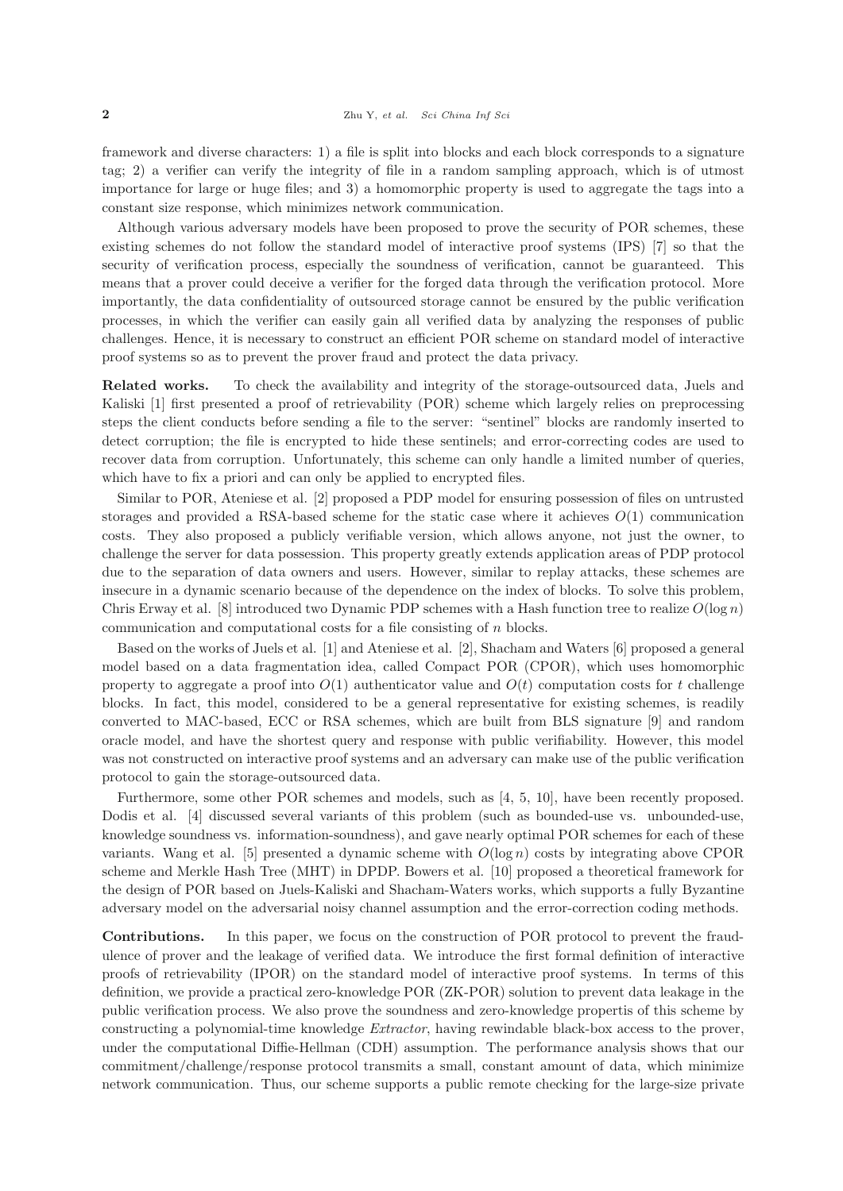framework and diverse characters: 1) a file is split into blocks and each block corresponds to a signature tag; 2) a verifier can verify the integrity of file in a random sampling approach, which is of utmost importance for large or huge files; and 3) a homomorphic property is used to aggregate the tags into a constant size response, which minimizes network communication.

Although various adversary models have been proposed to prove the security of POR schemes, these existing schemes do not follow the standard model of interactive proof systems (IPS) [7] so that the security of verification process, especially the soundness of verification, cannot be guaranteed. This means that a prover could deceive a verifier for the forged data through the verification protocol. More importantly, the data confidentiality of outsourced storage cannot be ensured by the public verification processes, in which the verifier can easily gain all verified data by analyzing the responses of public challenges. Hence, it is necessary to construct an efficient POR scheme on standard model of interactive proof systems so as to prevent the prover fraud and protect the data privacy.

**Related works.** To check the availability and integrity of the storage-outsourced data, Juels and Kaliski [1] first presented a proof of retrievability (POR) scheme which largely relies on preprocessing steps the client conducts before sending a file to the server: "sentinel" blocks are randomly inserted to detect corruption; the file is encrypted to hide these sentinels; and error-correcting codes are used to recover data from corruption. Unfortunately, this scheme can only handle a limited number of queries, which have to fix a priori and can only be applied to encrypted files.

Similar to POR, Ateniese et al. [2] proposed a PDP model for ensuring possession of files on untrusted storages and provided a RSA-based scheme for the static case where it achieves $O(1)$ communication costs. They also proposed a publicly verifiable version, which allows anyone, not just the owner, to challenge the server for data possession. This property greatly extends application areas of PDP protocol due to the separation of data owners and users. However, similar to replay attacks, these schemes are insecure in a dynamic scenario because of the dependence on the index of blocks. To solve this problem, Chris Erway et al. [8] introduced two Dynamic PDP schemes with a Hash function tree to realize $O(\log n)$ communication and computational costs for a file consisting of $n$ blocks.

Based on the works of Juels et al. [1] and Ateniese et al. [2], Shacham and Waters [6] proposed a general model based on a data fragmentation idea, called Compact POR (CPOR), which uses homomorphic property to aggregate a proof into $O(1)$ authenticator value and $O(t)$ computation costs for $t$ challenge blocks. In fact, this model, considered to be a general representative for existing schemes, is readily converted to MAC-based, ECC or RSA schemes, which are built from BLS signature [9] and random oracle model, and have the shortest query and response with public verifiability. However, this model was not constructed on interactive proof systems and an adversary can make use of the public verification protocol to gain the storage-outsourced data.

Furthermore, some other POR schemes and models, such as [4, 5, 10], have been recently proposed. Dodis et al. [4] discussed several variants of this problem (such as bounded-use vs. unbounded-use, knowledge soundness vs. information-soundness), and gave nearly optimal POR schemes for each of these variants. Wang et al. [5] presented a dynamic scheme with $O(\log n)$ costs by integrating above CPOR scheme and Merkle Hash Tree (MHT) in DPDP. Bowers et al. [10] proposed a theoretical framework for the design of POR based on Juels-Kaliski and Shacham-Waters works, which supports a fully Byzantine adversary model on the adversarial noisy channel assumption and the error-correction coding methods.

**Contributions.** In this paper, we focus on the construction of POR protocol to prevent the fraudulence of prover and the leakage of verified data. We introduce the first formal definition of interactive proofs of retrievability (IPOR) on the standard model of interactive proof systems. In terms of this definition, we provide a practical zero-knowledge POR (ZK-POR) solution to prevent data leakage in the public verification process. We also prove the soundness and zero-knowledge propertis of this scheme by constructing a polynomial-time knowledge *Extractor*, having rewindable black-box access to the prover, under the computational Diffie-Hellman (CDH) assumption. The performance analysis shows that our commitment/challenge/response protocol transmits a small, constant amount of data, which minimize network communication. Thus, our scheme supports a public remote checking for the large-size private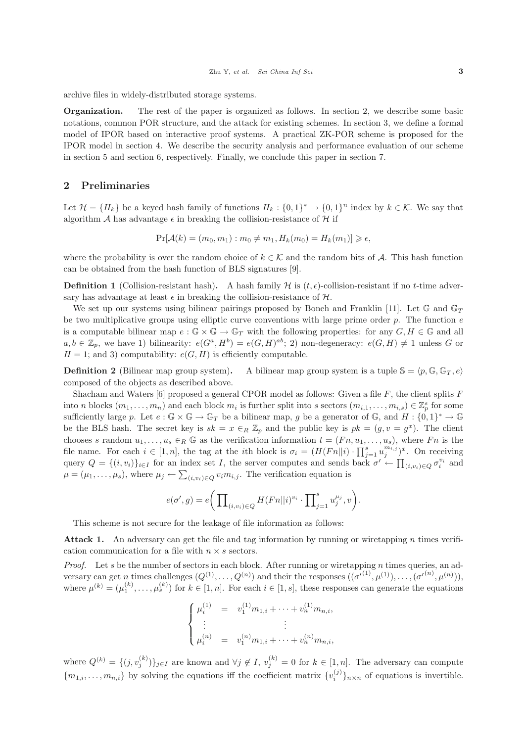archive files in widely-distributed storage systems.

**Organization.** The rest of the paper is organized as follows. In section 2, we describe some basic notations, common POR structure, and the attack for existing schemes. In section 3, we define a formal model of IPOR based on interactive proof systems. A practical ZK-POR scheme is proposed for the IPOR model in section 4. We describe the security analysis and performance evaluation of our scheme in section 5 and section 6, respectively. Finally, we conclude this paper in section 7.

## 2 Preliminaries

Let $\mathcal{H} = \{H_k\}$ be a keyed hash family of functions $H_k : \{0,1\}^* \rightarrow \{0,1\}^n$ index by $k \in \mathcal{K}$. We say that algorithm $\mathcal{A}$ has advantage $\epsilon$ in breaking the collision-resistance of $\mathcal{H}$ if

$$\Pr[\mathcal{A}(k) = (m_0, m_1) : m_0 \neq m_1, H_k(m_0) = H_k(m_1)] \geqslant \epsilon,$$

where the probability is over the random choice of $k \in \mathcal{K}$ and the random bits of $\mathcal{A}$. This hash function can be obtained from the hash function of BLS signatures [9].

**Definition 1** (Collision-resistant hash). A hash family $\mathcal{H}$ is $(t, \epsilon)$-collision-resistant if no $t$-time adversary has advantage at least $\epsilon$ in breaking the collision-resistance of $\mathcal{H}$.

We set up our systems using bilinear pairings proposed by Boneh and Franklin [11]. Let $\mathbb{G}$ and $\mathbb{G}_T$ be two multiplicative groups using elliptic curve conventions with large prime order $p$. The function $e$ is a computable bilinear map $e : \mathbb{G} \times \mathbb{G} \rightarrow \mathbb{G}_T$ with the following properties: for any $G, H \in \mathbb{G}$ and all $a, b \in \mathbb{Z}_p$, we have 1) bilinearity: $e(G^a, H^b) = e(G, H)^{ab}$; 2) non-degeneracy: $e(G, H) \neq 1$ unless $G$ or $H = 1$; and 3) computability: $e(G, H)$ is efficiently computable.

**Definition 2** (Bilinear map group system). A bilinear map group system is a tuple $\mathbb{S} = \langle p, \mathbb{G}, \mathbb{G}_T, e \rangle$ composed of the objects as described above.

Shacham and Waters [6] proposed a general CPOR model as follows: Given a file $F$, the client splits $F$ into $n$ blocks $(m_1, \ldots, m_n)$ and each block $m_i$ is further split into $s$ sectors $(m_{i,1}, \ldots, m_{i,s}) \in \mathbb{Z}_p^s$ for some sufficiently large $p$. Let $e : \mathbb{G} \times \mathbb{G} \rightarrow \mathbb{G}_T$ be a bilinear map, $g$ be a generator of $\mathbb{G}$, and $H : \{0,1\}^* \rightarrow \mathbb{G}$ be the BLS hash. The secret key is $sk = x \in_R \mathbb{Z}_p$ and the public key is $pk = (g, v = g^x)$. The client chooses $s$ random $u_1, \ldots, u_s \in_R \mathbb{G}$ as the verification information $t = (Fn, u_1, \ldots, u_s)$, where $Fn$ is the file name. For each $i \in [1, n]$, the tag at the $i$th block is $\sigma_i = (H(Fn \| i) \cdot \prod_{j=1}^{s} u_j^{m_{i,j}})^x$. On receiving query $Q = \{(i, v_i)\}_{i \in I}$ for an index set $I$, the server computes and sends back $\sigma' \leftarrow \prod_{(i,v_i) \in Q} \sigma_i^{v_i}$ and $\mu = (\mu_1, \ldots, \mu_s)$, where $\mu_j \leftarrow \sum_{(i,v_i) \in Q} v_i m_{i,j}$. The verification equation is

$$e(\sigma', g) = e\bigg( \prod\nolimits_{(i,v_i) \in Q} H(Fn \| i)^{v_i} \cdot \prod\nolimits_{j=1}^{s} u_j^{\mu_j}, v \bigg).$$

This scheme is not secure for the leakage of file information as follows:

**Attack 1.** An adversary can get the file and tag information by running or wiretapping $n$ times verification communication for a file with $n \times s$ sectors.

*Proof.* Let $s$ be the number of sectors in each block. After running or wiretapping $n$ times queries, an adversary can get $n$ times challenges $(Q^{(1)}, \ldots, Q^{(n)})$ and their the responses $(({\sigma'}^{(1)}, \mu^{(1)}), \ldots, ({\sigma'}^{(n)}, \mu^{(n)}))$, where $\mu^{(k)} = (\mu_1^{(k)}, \ldots, \mu_s^{(k)})$ for $k \in [1, n]$. For each $i \in [1, s]$, these responses can generate the equations

$$\begin{cases} \mu_i^{(1)} & = & v_1^{(1)} m_{1,i} + \cdots + v_n^{(1)} m_{n,i}, \\ \quad\vdots & & \quad\quad\quad\vdots \\ \mu_i^{(n)} & = & v_1^{(n)} m_{1,i} + \cdots + v_n^{(n)} m_{n,i}, \end{cases}$$

where $Q^{(k)} = \{(j, v_j^{(k)})\}_{j \in I}$ are known and $\forall j \notin I$, $v_j^{(k)} = 0$ for $k \in [1, n]$. The adversary can compute $\{m_{1,i}, \ldots, m_{n,i}\}$ by solving the equations iff the coefficient matrix $\{v_i^{(j)}\}_{n \times n}$ of equations is invertible.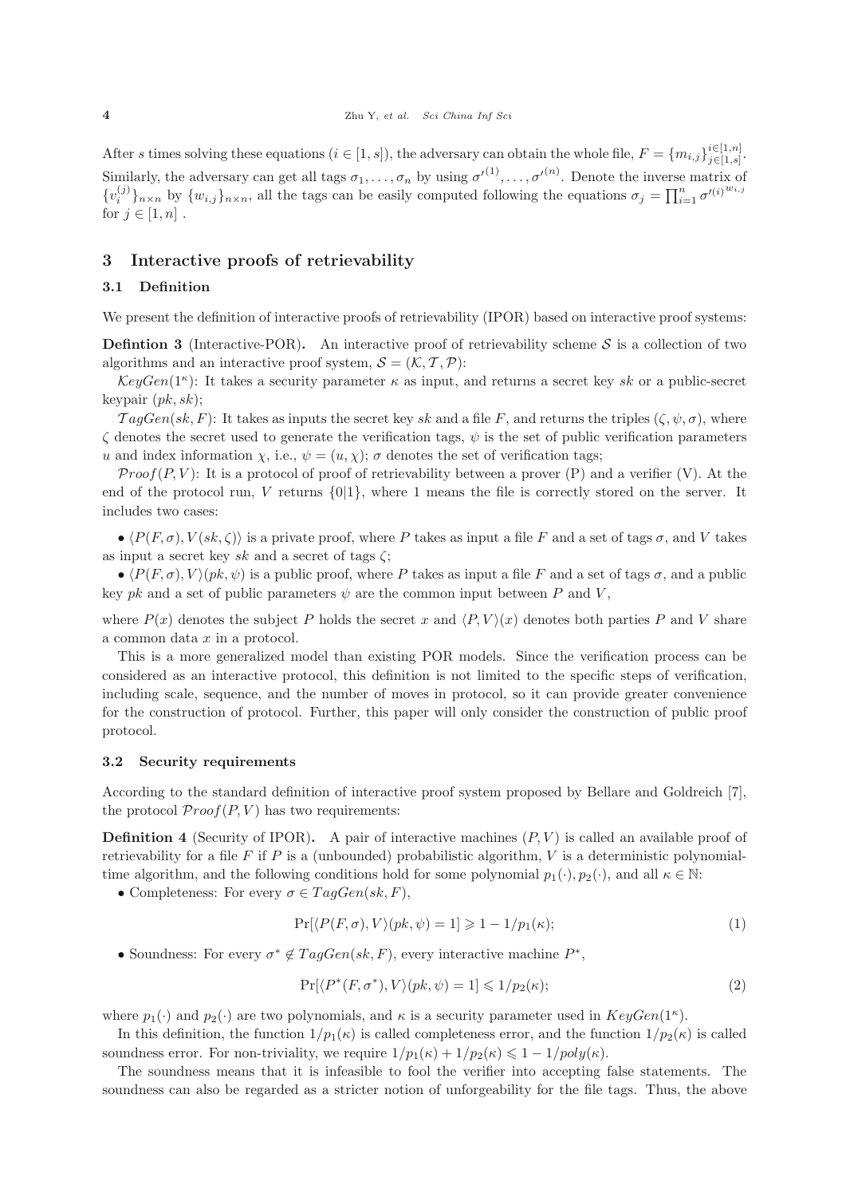After $s$ times solving these equations ($i \in [1, s]$), the adversary can obtain the whole file, $F = \{m_{i,j}\}_{j\in[1,s]}^{i\in[1,n]}$. Similarly, the adversary can get all tags $\sigma_1, \ldots, \sigma_n$ by using ${\sigma'}^{(1)}, \ldots, {\sigma'}^{(n)}$. Denote the inverse matrix of $\{v_i^{(j)}\}_{n\times n}$ by $\{w_{i,j}\}_{n\times n}$, all the tags can be easily computed following the equations $\sigma_j = \prod_{i=1}^{n} {\sigma'}^{(i)^{w_{i,j}}}$ for $j \in [1, n]$ .

## 3 Interactive proofs of retrievability

### 3.1 Definition

We present the definition of interactive proofs of retrievability (IPOR) based on interactive proof systems:

**Defintion 3** (Interactive-POR)**.** An interactive proof of retrievability scheme $\mathcal{S}$ is a collection of two algorithms and an interactive proof system, $\mathcal{S} = (\mathcal{K}, \mathcal{T}, \mathcal{P})$:

$\mathcal{K}eyGen(1^\kappa)$: It takes a security parameter $\kappa$ as input, and returns a secret key $sk$ or a public-secret keypair $(pk, sk)$;

$\mathcal{T}agGen(sk, F)$: It takes as inputs the secret key $sk$ and a file $F$, and returns the triples $(\zeta, \psi, \sigma)$, where $\zeta$ denotes the secret used to generate the verification tags, $\psi$ is the set of public verification parameters $u$ and index information $\chi$, i.e., $\psi = (u, \chi)$; $\sigma$ denotes the set of verification tags;

$\mathcal{P}roof(P, V)$: It is a protocol of proof of retrievability between a prover (P) and a verifier (V). At the end of the protocol run, $V$ returns $\{0|1\}$, where 1 means the file is correctly stored on the server. It includes two cases:

- $\langle P(F, \sigma), V(sk, \zeta)\rangle$ is a private proof, where $P$ takes as input a file $F$ and a set of tags $\sigma$, and $V$ takes as input a secret key $sk$ and a secret of tags $\zeta$;
- $\langle P(F, \sigma), V\rangle(pk, \psi)$ is a public proof, where $P$ takes as input a file $F$ and a set of tags $\sigma$, and a public key $pk$ and a set of public parameters $\psi$ are the common input between $P$ and $V$,

where $P(x)$ denotes the subject $P$ holds the secret $x$ and $\langle P, V\rangle(x)$ denotes both parties $P$ and $V$ share a common data $x$ in a protocol.

This is a more generalized model than existing POR models. Since the verification process can be considered as an interactive protocol, this definition is not limited to the specific steps of verification, including scale, sequence, and the number of moves in protocol, so it can provide greater convenience for the construction of protocol. Further, this paper will only consider the construction of public proof protocol.

### 3.2 Security requirements

According to the standard definition of interactive proof system proposed by Bellare and Goldreich [7], the protocol $\mathcal{P}roof(P, V)$ has two requirements:

**Definition 4** (Security of IPOR)**.** A pair of interactive machines $(P, V)$ is called an available proof of retrievability for a file $F$ if $P$ is a (unbounded) probabilistic algorithm, $V$ is a deterministic polynomial-time algorithm, and the following conditions hold for some polynomial $p_1(\cdot), p_2(\cdot)$, and all $\kappa \in \mathbb{N}$:

- Completeness: For every $\sigma \in TagGen(sk, F)$,

$$\Pr[\langle P(F, \sigma), V\rangle(pk, \psi) = 1] \geqslant 1 - 1/p_1(\kappa); \tag{1}$$

- Soundness: For every $\sigma^* \notin TagGen(sk, F)$, every interactive machine $P^*$,

$$\Pr[\langle P^*(F, \sigma^*), V\rangle(pk, \psi) = 1] \leqslant 1/p_2(\kappa); \tag{2}$$

where $p_1(\cdot)$ and $p_2(\cdot)$ are two polynomials, and $\kappa$ is a security parameter used in $KeyGen(1^\kappa)$.

In this definition, the function $1/p_1(\kappa)$ is called completeness error, and the function $1/p_2(\kappa)$ is called soundness error. For non-triviality, we require $1/p_1(\kappa) + 1/p_2(\kappa) \leqslant 1 - 1/poly(\kappa)$.

The soundness means that it is infeasible to fool the verifier into accepting false statements. The soundness can also be regarded as a stricter notion of unforgeability for the file tags. Thus, the above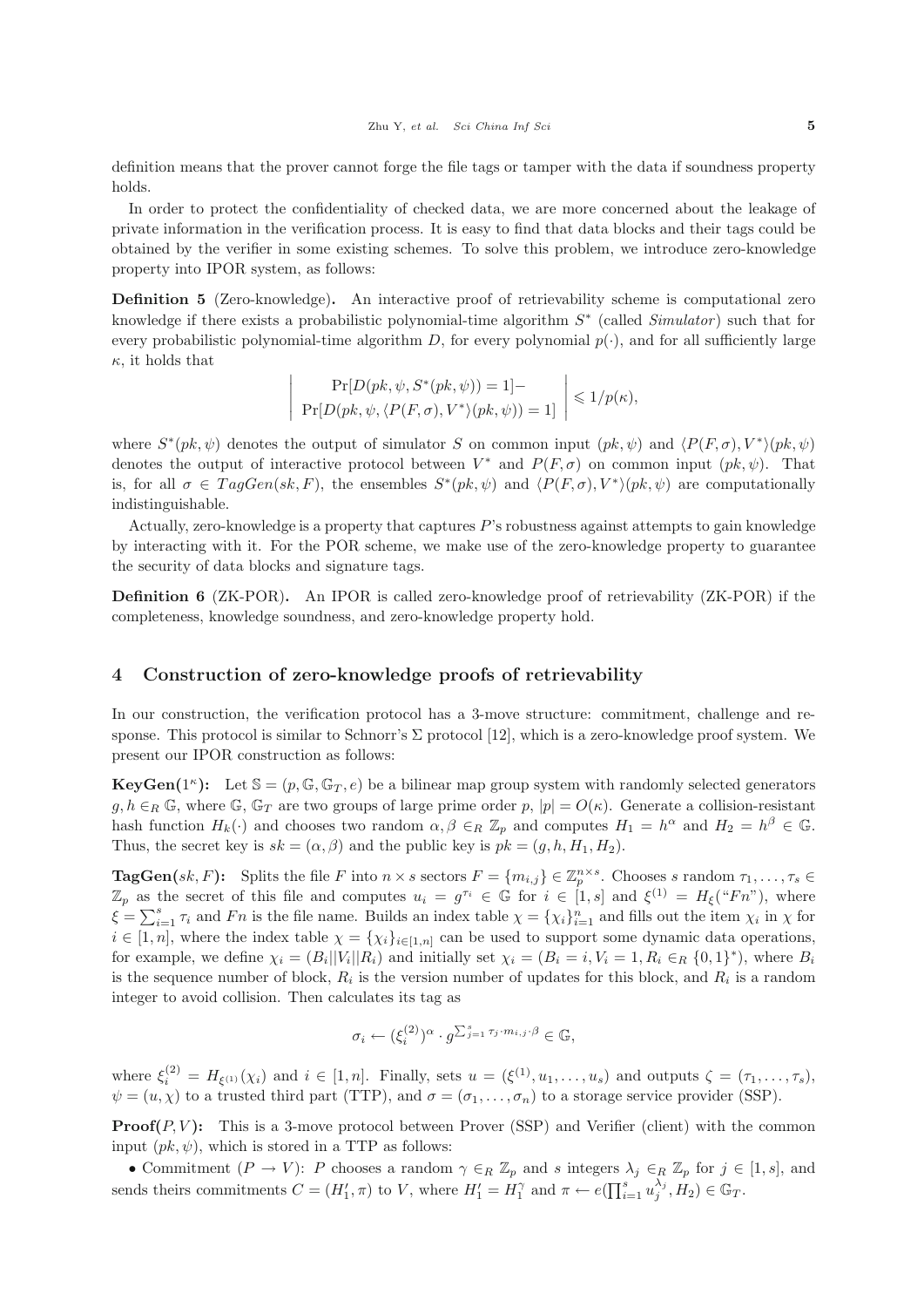definition means that the prover cannot forge the file tags or tamper with the data if soundness property holds.

In order to protect the confidentiality of checked data, we are more concerned about the leakage of private information in the verification process. It is easy to find that data blocks and their tags could be obtained by the verifier in some existing schemes. To solve this problem, we introduce zero-knowledge property into IPOR system, as follows:

**Definition 5** (Zero-knowledge)**.** An interactive proof of retrievability scheme is computational zero knowledge if there exists a probabilistic polynomial-time algorithm $S^*$ (called *Simulator*) such that for every probabilistic polynomial-time algorithm $D$, for every polynomial $p(\cdot)$, and for all sufficiently large $\kappa$, it holds that

$$\left| \begin{array}{c} \Pr[D(pk, \psi, S^*(pk, \psi)) = 1] - \\ \Pr[D(pk, \psi, \langle P(F, \sigma), V^* \rangle (pk, \psi)) = 1] \end{array} \right| \leqslant 1/p(\kappa),$$

where $S^*(pk, \psi)$ denotes the output of simulator $S$ on common input $(pk, \psi)$ and $\langle P(F, \sigma), V^* \rangle (pk, \psi)$ denotes the output of interactive protocol between $V^*$ and $P(F, \sigma)$ on common input $(pk, \psi)$. That is, for all $\sigma \in TagGen(sk, F)$, the ensembles $S^*(pk, \psi)$ and $\langle P(F, \sigma), V^* \rangle (pk, \psi)$ are computationally indistinguishable.

Actually, zero-knowledge is a property that captures $P$'s robustness against attempts to gain knowledge by interacting with it. For the POR scheme, we make use of the zero-knowledge property to guarantee the security of data blocks and signature tags.

**Definition 6** (ZK-POR)**.** An IPOR is called zero-knowledge proof of retrievability (ZK-POR) if the completeness, knowledge soundness, and zero-knowledge property hold.

## 4 Construction of zero-knowledge proofs of retrievability

In our construction, the verification protocol has a 3-move structure: commitment, challenge and response. This protocol is similar to Schnorr's $\Sigma$ protocol [12], which is a zero-knowledge proof system. We present our IPOR construction as follows:

**KeyGen($1^\kappa$):** Let $\mathbb{S} = (p, \mathbb{G}, \mathbb{G}_T, e)$ be a bilinear map group system with randomly selected generators $g, h \in_R \mathbb{G}$, where $\mathbb{G}$, $\mathbb{G}_T$ are two groups of large prime order $p$, $|p| = O(\kappa)$. Generate a collision-resistant hash function $H_k(\cdot)$ and chooses two random $\alpha, \beta \in_R \mathbb{Z}_p$ and computes $H_1 = h^\alpha$ and $H_2 = h^\beta \in \mathbb{G}$. Thus, the secret key is $sk = (\alpha, \beta)$ and the public key is $pk = (g, h, H_1, H_2)$.

**TagGen($sk, F$):** Splits the file $F$ into $n \times s$ sectors $F = \{m_{i,j}\} \in \mathbb{Z}_p^{n \times s}$. Chooses $s$ random $\tau_1, \ldots, \tau_s \in \mathbb{Z}_p$ as the secret of this file and computes $u_i = g^{\tau_i} \in \mathbb{G}$ for $i \in [1, s]$ and $\xi^{(1)} = H_\xi(\text{“}Fn\text{”})$, where $\xi = \sum_{i=1}^{s} \tau_i$ and $Fn$ is the file name. Builds an index table $\chi = \{\chi_i\}_{i=1}^{n}$ and fills out the item $\chi_i$ in $\chi$ for $i \in [1, n]$, where the index table $\chi = \{\chi_i\}_{i \in [1,n]}$ can be used to support some dynamic data operations, for example, we define $\chi_i = (B_i || V_i || R_i)$ and initially set $\chi_i = (B_i = i, V_i = 1, R_i \in_R \{0,1\}^*)$, where $B_i$ is the sequence number of block, $R_i$ is the version number of updates for this block, and $R_i$ is a random integer to avoid collision. Then calculates its tag as

$$\sigma_i \leftarrow (\xi_i^{(2)})^\alpha \cdot g^{\sum_{j=1}^{s} \tau_j \cdot m_{i,j} \cdot \beta} \in \mathbb{G},$$

where $\xi_i^{(2)} = H_{\xi^{(1)}}(\chi_i)$ and $i \in [1, n]$. Finally, sets $u = (\xi^{(1)}, u_1, \ldots, u_s)$ and outputs $\zeta = (\tau_1, \ldots, \tau_s)$, $\psi = (u, \chi)$ to a trusted third part (TTP), and $\sigma = (\sigma_1, \ldots, \sigma_n)$ to a storage service provider (SSP).

**Proof($P, V$):** This is a 3-move protocol between Prover (SSP) and Verifier (client) with the common input $(pk, \psi)$, which is stored in a TTP as follows:

- Commitment ($P \to V$): $P$ chooses a random $\gamma \in_R \mathbb{Z}_p$ and $s$ integers $\lambda_j \in_R \mathbb{Z}_p$ for $j \in [1, s]$, and sends theirs commitments $C = (H_1', \pi)$ to $V$, where $H_1' = H_1^\gamma$ and $\pi \leftarrow e(\prod_{i=1}^{s} u_j^{\lambda_j}, H_2) \in \mathbb{G}_T$.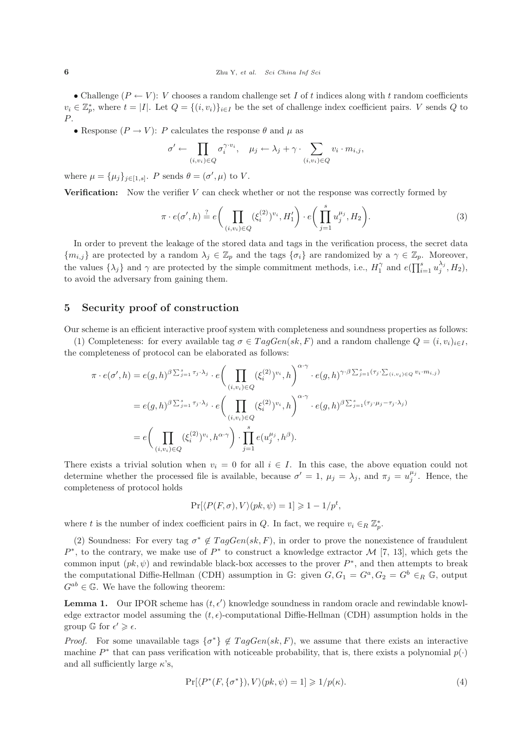• Challenge ($P \leftarrow V$): $V$ chooses a random challenge set $I$ of $t$ indices along with $t$ random coefficients $v_i \in \mathbb{Z}_p^*$, where $t = |I|$. Let $Q = \{(i, v_i)\}_{i \in I}$ be the set of challenge index coefficient pairs. $V$ sends $Q$ to $P$.

• Response ($P \rightarrow V$): $P$ calculates the response $\theta$ and $\mu$ as

$$\sigma' \leftarrow \prod_{(i,v_i)\in Q} \sigma_i^{\gamma \cdot v_i}, \quad \mu_j \leftarrow \lambda_j + \gamma \cdot \sum_{(i,v_i)\in Q} v_i \cdot m_{i,j},$$

where $\mu = \{\mu_j\}_{j\in[1,s]}$. $P$ sends $\theta = (\sigma', \mu)$ to $V$.

**Verification:** Now the verifier $V$ can check whether or not the response was correctly formed by

$$\pi \cdot e(\sigma', h) \stackrel{?}{=} e\bigg(\prod_{(i,v_i)\in Q} (\xi_i^{(2)})^{v_i}, H_1'\bigg) \cdot e\bigg(\prod_{j=1}^{s} u_j^{\mu_j}, H_2\bigg). \tag{3}$$

In order to prevent the leakage of the stored data and tags in the verification process, the secret data $\{m_{i,j}\}$ are protected by a random $\lambda_j \in \mathbb{Z}_p$ and the tags $\{\sigma_i\}$ are randomized by a $\gamma \in \mathbb{Z}_p$. Moreover, the values $\{\lambda_j\}$ and $\gamma$ are protected by the simple commitment methods, i.e., $H_1^{\gamma}$ and $e(\prod_{i=1}^{s} u_j^{\lambda_j}, H_2)$, to avoid the adversary from gaining them.

## 5 Security proof of construction

Our scheme is an efficient interactive proof system with completeness and soundness properties as follows:

(1) Completeness: for every available tag $\sigma \in TagGen(sk, F)$ and a random challenge $Q = (i, v_i)_{i\in I}$, the completeness of protocol can be elaborated as follows:

$$\begin{aligned}
\pi \cdot e(\sigma', h) &= e(g,h)^{\beta \sum_{j=1}^{s} \tau_j \cdot \lambda_j} \cdot e\bigg(\prod_{(i,v_i)\in Q} (\xi_i^{(2)})^{v_i}, h\bigg)^{\alpha\cdot\gamma} \cdot e(g,h)^{\gamma\cdot\beta \sum_{j=1}^{s}(\tau_j \cdot \sum_{(i,v_i)\in Q} v_i \cdot m_{i,j})} \\
&= e(g,h)^{\beta \sum_{j=1}^{s} \tau_j \cdot \lambda_j} \cdot e\bigg(\prod_{(i,v_i)\in Q} (\xi_i^{(2)})^{v_i}, h\bigg)^{\alpha\cdot\gamma} \cdot e(g,h)^{\beta \sum_{j=1}^{s}(\tau_j \cdot \mu_j - \tau_j \cdot \lambda_j)} \\
&= e\bigg(\prod_{(i,v_i)\in Q} (\xi_i^{(2)})^{v_i}, h^{\alpha\cdot\gamma}\bigg) \cdot \prod_{j=1}^{s} e(u_j^{\mu_j}, h^{\beta}).
\end{aligned}$$

There exists a trivial solution when $v_i = 0$ for all $i \in I$. In this case, the above equation could not determine whether the processed file is available, because $\sigma' = 1$, $\mu_j = \lambda_j$, and $\pi_j = u_j^{\mu_j}$. Hence, the completeness of protocol holds

$$\Pr[\langle P(F,\sigma), V\rangle(pk,\psi) = 1] \geqslant 1 - 1/p^t,$$

where $t$ is the number of index coefficient pairs in $Q$. In fact, we require $v_i \in_R \mathbb{Z}_p^*$.

(2) Soundness: For every tag $\sigma^* \notin TagGen(sk, F)$, in order to prove the nonexistence of fraudulent $P^*$, to the contrary, we make use of $P^*$ to construct a knowledge extractor $\mathcal{M}$ [7, 13], which gets the common input $(pk, \psi)$ and rewindable black-box accesses to the prover $P^*$, and then attempts to break the computational Diffie-Hellman (CDH) assumption in $\mathbb{G}$: given $G, G_1 = G^a, G_2 = G^b \in_R \mathbb{G}$, output $G^{ab} \in \mathbb{G}$. We have the following theorem:

**Lemma 1.** Our IPOR scheme has $(t, \epsilon')$ knowledge soundness in random oracle and rewindable knowledge extractor model assuming the $(t, \epsilon)$-computational Diffie-Hellman (CDH) assumption holds in the group $\mathbb{G}$ for $\epsilon' \geqslant \epsilon$.

*Proof.* For some unavailable tags $\{\sigma^*\} \notin TagGen(sk, F)$, we assume that there exists an interactive machine $P^*$ that can pass verification with noticeable probability, that is, there exists a polynomial $p(\cdot)$ and all sufficiently large $\kappa$'s,

$$\Pr[\langle P^*(F, \{\sigma^*\}), V\rangle(pk, \psi) = 1] \geqslant 1/p(\kappa). \tag{4}$$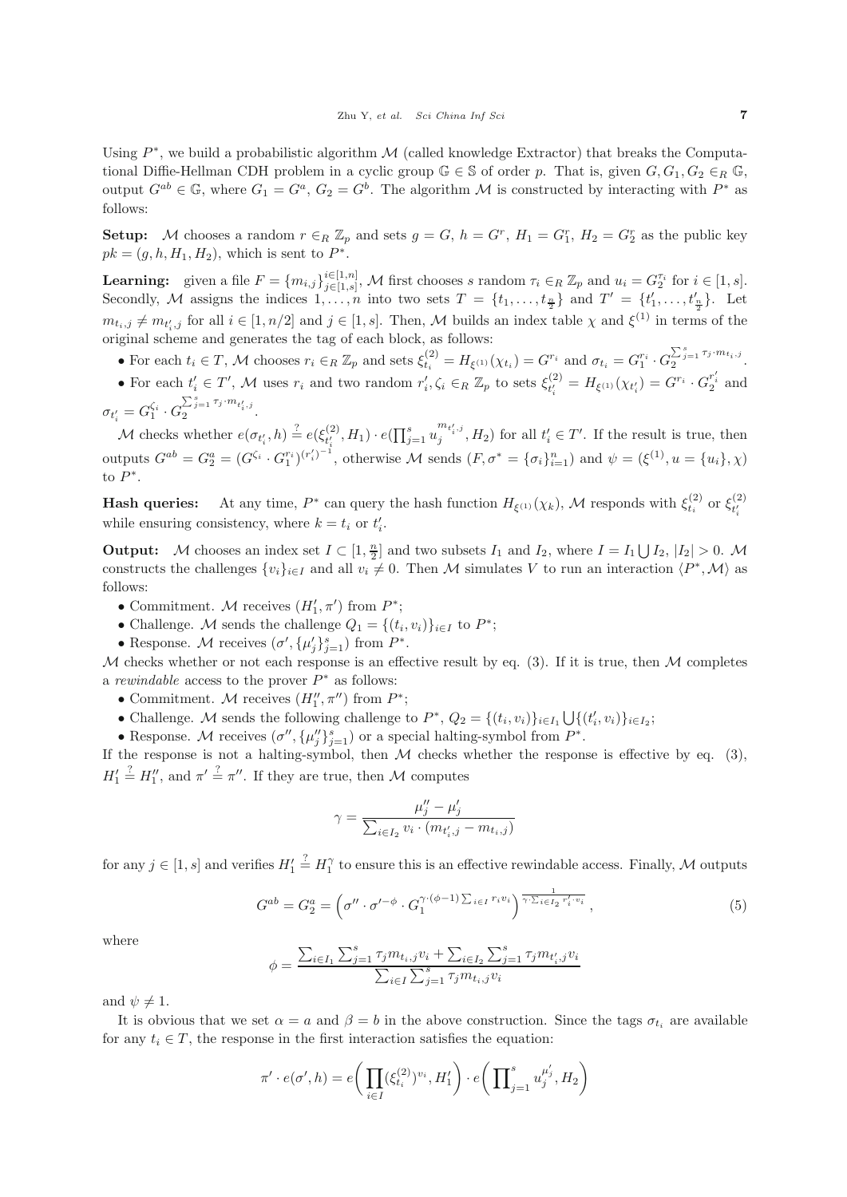Using $P^*$, we build a probabilistic algorithm $\mathcal{M}$ (called knowledge Extractor) that breaks the Computational Diffie-Hellman CDH problem in a cyclic group $\mathbb{G} \in \mathbb{S}$ of order $p$. That is, given $G, G_1, G_2 \in_R \mathbb{G}$, output $G^{ab} \in \mathbb{G}$, where $G_1 = G^a$, $G_2 = G^b$. The algorithm $\mathcal{M}$ is constructed by interacting with $P^*$ as follows:

**Setup:** $\mathcal{M}$ chooses a random $r \in_R \mathbb{Z}_p$ and sets $g = G$, $h = G^r$, $H_1 = G_1^r$, $H_2 = G_2^r$ as the public key $pk = (g, h, H_1, H_2)$, which is sent to $P^*$.

**Learning:** given a file $F = \{m_{i,j}\}_{j\in[1,s]}^{i\in[1,n]}$, $\mathcal{M}$ first chooses $s$ random $\tau_i \in_R \mathbb{Z}_p$ and $u_i = G_2^{\tau_i}$ for $i \in [1, s]$. Secondly, $\mathcal{M}$ assigns the indices $1, \ldots, n$ into two sets $T = \{t_1, \ldots, t_{\frac{n}{2}}\}$ and $T' = \{t'_1, \ldots, t'_{\frac{n}{2}}\}$. Let $m_{t_i,j} \neq m_{t'_i,j}$ for all $i \in [1, n/2]$ and $j \in [1, s]$. Then, $\mathcal{M}$ builds an index table $\chi$ and $\xi^{(1)}$ in terms of the original scheme and generates the tag of each block, as follows:

- For each $t_i \in T$, $\mathcal{M}$ chooses $r_i \in_R \mathbb{Z}_p$ and sets $\xi_{t_i}^{(2)} = H_{\xi^{(1)}}(\chi_{t_i}) = G^{r_i}$ and $\sigma_{t_i} = G_1^{r_i} \cdot G_2^{\sum_{j=1}^{s} \tau_j \cdot m_{t_i,j}}$.
- For each $t'_i \in T'$, $\mathcal{M}$ uses $r_i$ and two random $r'_i, \zeta_i \in_R \mathbb{Z}_p$ to sets $\xi_{t'_i}^{(2)} = H_{\xi^{(1)}}(\chi_{t'_i}) = G^{r_i} \cdot G_2^{r'_i}$ and $\sigma_{t'_i} = G_1^{\zeta_i} \cdot G_2^{\sum_{j=1}^{s} \tau_j \cdot m_{t'_i,j}}$.

$\mathcal{M}$ checks whether $e(\sigma_{t'_i}, h) \stackrel{?}{=} e(\xi_{t'_i}^{(2)}, H_1) \cdot e(\prod_{j=1}^{s} u_j^{m_{t'_i,j}}, H_2)$ for all $t'_i \in T'$. If the result is true, then outputs $G^{ab} = G_2^a = (G^{\zeta_i} \cdot G_1^{r_i})^{(r'_i)^{-1}}$, otherwise $\mathcal{M}$ sends $(F, \sigma^* = \{\sigma_i\}_{i=1}^n)$ and $\psi = (\xi^{(1)}, u = \{u_i\}, \chi)$ to $P^*$.

**Hash queries:** At any time, $P^*$ can query the hash function $H_{\xi^{(1)}}(\chi_k)$, $\mathcal{M}$ responds with $\xi_{t_i}^{(2)}$ or $\xi_{t'_i}^{(2)}$ while ensuring consistency, where $k = t_i$ or $t'_i$.

**Output:** $\mathcal{M}$ chooses an index set $I \subset [1, \frac{n}{2}]$ and two subsets $I_1$ and $I_2$, where $I = I_1 \bigcup I_2$, $|I_2| > 0$. $\mathcal{M}$ constructs the challenges $\{v_i\}_{i\in I}$ and all $v_i \neq 0$. Then $\mathcal{M}$ simulates $V$ to run an interaction $\langle P^*, \mathcal{M}\rangle$ as follows:

- Commitment. $\mathcal{M}$ receives $(H'_1, \pi')$ from $P^*$;
- Challenge. $\mathcal{M}$ sends the challenge $Q_1 = \{(t_i, v_i)\}_{i\in I}$ to $P^*$;
- Response. $\mathcal{M}$ receives $(\sigma', \{\mu'_j\}_{j=1}^s)$ from $P^*$.

$\mathcal{M}$ checks whether or not each response is an effective result by eq. (3). If it is true, then $\mathcal{M}$ completes a *rewindable* access to the prover $P^*$ as follows:

- Commitment. $\mathcal{M}$ receives $(H''_1, \pi'')$ from $P^*$;
- Challenge. $\mathcal{M}$ sends the following challenge to $P^*$, $Q_2 = \{(t_i, v_i)\}_{i\in I_1} \bigcup \{(t'_i, v_i)\}_{i\in I_2}$;
- Response. $\mathcal{M}$ receives $(\sigma'', \{\mu''_j\}_{j=1}^s)$ or a special halting-symbol from $P^*$.

If the response is not a halting-symbol, then $\mathcal{M}$ checks whether the response is effective by eq. (3), $H'_1 \stackrel{?}{=} H''_1$, and $\pi' \stackrel{?}{=} \pi''$. If they are true, then $\mathcal{M}$ computes

$$\gamma = \frac{\mu''_j - \mu'_j}{\sum_{i\in I_2} v_i \cdot (m_{t'_i,j} - m_{t_i,j})}$$

for any $j \in [1, s]$ and verifies $H'_1 \stackrel{?}{=} H_1^{\gamma}$ to ensure this is an effective rewindable access. Finally, $\mathcal{M}$ outputs

$$G^{ab} = G_2^a = \left(\sigma'' \cdot \sigma'^{-\phi} \cdot G_1^{\gamma\cdot(\phi-1)\sum_{i\in I} r_i v_i}\right)^{\frac{1}{\gamma\cdot\sum_{i\in I_2} r'_i \cdot v_i}}, \tag{5}$$

where

$$\phi = \frac{\sum_{i\in I_1}\sum_{j=1}^{s} \tau_j m_{t_i,j} v_i + \sum_{i\in I_2}\sum_{j=1}^{s} \tau_j m_{t'_i,j} v_i}{\sum_{i\in I}\sum_{j=1}^{s} \tau_j m_{t_i,j} v_i}$$

and $\psi \neq 1$.

It is obvious that we set $\alpha = a$ and $\beta = b$ in the above construction. Since the tags $\sigma_{t_i}$ are available for any $t_i \in T$, the response in the first interaction satisfies the equation:

$$\pi' \cdot e(\sigma', h) = e\left(\prod_{i\in I} (\xi_{t_i}^{(2)})^{v_i}, H'_1\right) \cdot e\left(\prod_{j=1}^{s} u_j^{\mu'_j}, H_2\right)$$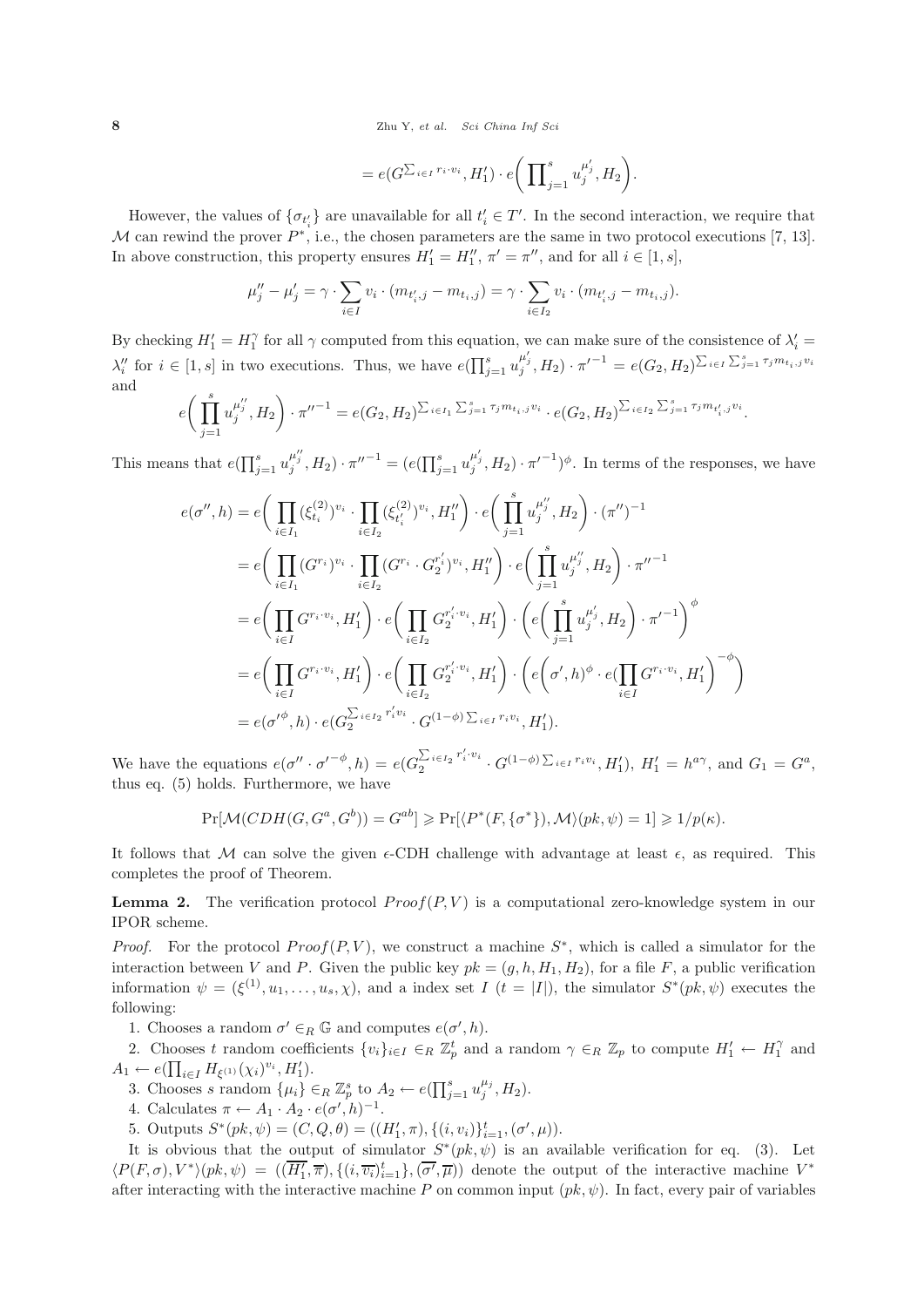$$= e(G^{\sum_{i\in I} r_i \cdot v_i}, H_1') \cdot e\bigg(\prod_{j=1}^{s} u_j^{\mu_j'}, H_2\bigg).$$

However, the values of $\{\sigma_{t_i'}\}$ are unavailable for all $t_i' \in T'$. In the second interaction, we require that $\mathcal{M}$ can rewind the prover $P^*$, i.e., the chosen parameters are the same in two protocol executions [7, 13]. In above construction, this property ensures $H_1' = H_1''$, $\pi' = \pi''$, and for all $i \in [1, s]$,

$$\mu_j'' - \mu_j' = \gamma \cdot \sum_{i\in I} v_i \cdot (m_{t_i',j} - m_{t_i,j}) = \gamma \cdot \sum_{i\in I_2} v_i \cdot (m_{t_i',j} - m_{t_i,j}).$$

By checking $H_1' = H_1^{\gamma}$ for all $\gamma$ computed from this equation, we can make sure of the consistence of $\lambda_i' = \lambda_i''$ for $i \in [1, s]$ in two executions. Thus, we have $e(\prod_{j=1}^{s} u_j^{\mu_j'}, H_2) \cdot \pi'^{-1} = e(G_2, H_2)^{\sum_{i\in I}\sum_{j=1}^{s} \tau_j m_{t_i,j} v_i}$ and

$$e\bigg(\prod_{j=1}^{s} u_j^{\mu_j''}, H_2\bigg) \cdot \pi''^{-1} = e(G_2, H_2)^{\sum_{i\in I_1}\sum_{j=1}^{s} \tau_j m_{t_i,j} v_i} \cdot e(G_2, H_2)^{\sum_{i\in I_2}\sum_{j=1}^{s} \tau_j m_{t_i',j} v_i}.$$

This means that $e(\prod_{j=1}^{s} u_j^{\mu_j''}, H_2) \cdot \pi''^{-1} = (e(\prod_{j=1}^{s} u_j^{\mu_j'}, H_2) \cdot \pi'^{-1})^{\phi}$. In terms of the responses, we have

$$\begin{aligned}
e(\sigma'', h) &= e\bigg(\prod_{i\in I_1} (\xi_{t_i}^{(2)})^{v_i} \cdot \prod_{i\in I_2} (\xi_{t_i'}^{(2)})^{v_i}, H_1''\bigg) \cdot e\bigg(\prod_{j=1}^{s} u_j^{\mu_j''}, H_2\bigg) \cdot (\pi'')^{-1} \\
&= e\bigg(\prod_{i\in I_1} (G^{r_i})^{v_i} \cdot \prod_{i\in I_2} (G^{r_i} \cdot G_2^{r_i'})^{v_i}, H_1''\bigg) \cdot e\bigg(\prod_{j=1}^{s} u_j^{\mu_j''}, H_2\bigg) \cdot \pi''^{-1} \\
&= e\bigg(\prod_{i\in I} G^{r_i \cdot v_i}, H_1'\bigg) \cdot e\bigg(\prod_{i\in I_2} G_2^{r_i' \cdot v_i}, H_1'\bigg) \cdot \bigg(e\bigg(\prod_{j=1}^{s} u_j^{\mu_j'}, H_2\bigg) \cdot \pi'^{-1}\bigg)^{\phi} \\
&= e\bigg(\prod_{i\in I} G^{r_i \cdot v_i}, H_1'\bigg) \cdot e\bigg(\prod_{i\in I_2} G_2^{r_i' \cdot v_i}, H_1'\bigg) \cdot \bigg(e\Big(\sigma', h\Big)^{\phi} \cdot e\Big(\prod_{i\in I} G^{r_i \cdot v_i}, H_1'\Big)^{-\phi}\bigg) \\
&= e(\sigma'^{\phi}, h) \cdot e(G_2^{\sum_{i\in I_2} r_i' v_i} \cdot G^{(1-\phi)\sum_{i\in I} r_i v_i}, H_1').
\end{aligned}$$

We have the equations $e(\sigma'' \cdot \sigma'^{-\phi}, h) = e(G_2^{\sum_{i\in I_2} r_i' \cdot v_i} \cdot G^{(1-\phi)\sum_{i\in I} r_i v_i}, H_1')$, $H_1' = h^{a\gamma}$, and $G_1 = G^a$, thus eq. (5) holds. Furthermore, we have

$$\Pr[\mathcal{M}(CDH(G, G^a, G^b)) = G^{ab}] \geqslant \Pr[\langle P^*(F, \{\sigma^*\}), \mathcal{M}\rangle(pk, \psi) = 1] \geqslant 1/p(\kappa).$$

It follows that $\mathcal{M}$ can solve the given $\epsilon$-CDH challenge with advantage at least $\epsilon$, as required. This completes the proof of Theorem.

**Lemma 2.** The verification protocol $Proof(P, V)$ is a computational zero-knowledge system in our IPOR scheme.

*Proof.* For the protocol $Proof(P, V)$, we construct a machine $S^*$, which is called a simulator for the interaction between $V$ and $P$. Given the public key $pk = (g, h, H_1, H_2)$, for a file $F$, a public verification information $\psi = (\xi^{(1)}, u_1, \ldots, u_s, \chi)$, and a index set $I$ ($t = |I|$), the simulator $S^*(pk, \psi)$ executes the following:

1. Chooses a random $\sigma' \in_R \mathbb{G}$ and computes $e(\sigma', h)$.
2. Chooses $t$ random coefficients $\{v_i\}_{i\in I} \in_R \mathbb{Z}_p^t$ and a random $\gamma \in_R \mathbb{Z}_p$ to compute $H_1' \leftarrow H_1^{\gamma}$ and $A_1 \leftarrow e(\prod_{i\in I} H_{\xi^{(1)}}(\chi_i)^{v_i}, H_1')$.
3. Chooses $s$ random $\{\mu_i\} \in_R \mathbb{Z}_p^s$ to $A_2 \leftarrow e(\prod_{j=1}^{s} u_j^{\mu_j}, H_2)$.
4. Calculates $\pi \leftarrow A_1 \cdot A_2 \cdot e(\sigma', h)^{-1}$.
5. Outputs $S^*(pk, \psi) = (C, Q, \theta) = ((H_1', \pi), \{(i, v_i)\}_{i=1}^{t}, (\sigma', \mu))$.

It is obvious that the output of simulator $S^*(pk, \psi)$ is an available verification for eq. (3). Let $\langle P(F, \sigma), V^*\rangle(pk, \psi) = ((\overline{H_1'}, \overline{\pi}), \{(i, \overline{v_i})_{i=1}^{t}\}, (\overline{\sigma'}, \overline{\mu}))$ denote the output of the interactive machine $V^*$ after interacting with the interactive machine $P$ on common input $(pk, \psi)$. In fact, every pair of variables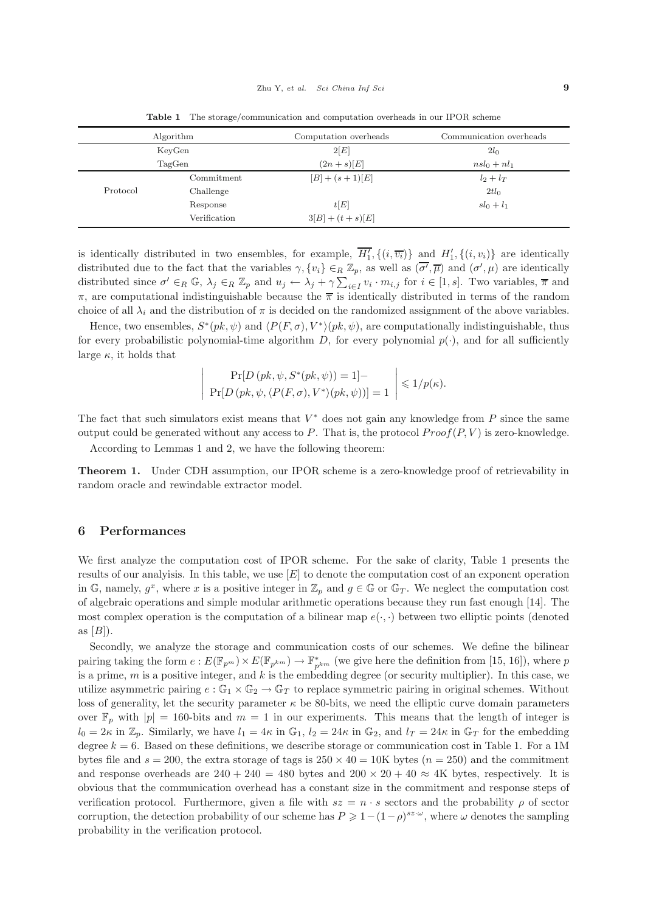**Table 1** The storage/communication and computation overheads in our IPOR scheme

| Algorithm | | Computation overheads | Communication overheads |
|---|---|---|---|
| KeyGen | | $2[E]$ | $2l_0$ |
| TagGen | | $(2n+s)[E]$ | $nsl_0 + nl_1$ |
| Protocol | Commitment | $[B]+(s+1)[E]$ | $l_2 + l_T$ |
| | Challenge | | $2tl_0$ |
| | Response | $t[E]$ | $sl_0 + l_1$ |
| | Verification | $3[B]+(t+s)[E]$ | |

is identically distributed in two ensembles, for example, $\overline{H_1'}, \{(i, \overline{v_i})\}$ and $H_1', \{(i, v_i)\}$ are identically distributed due to the fact that the variables $\gamma, \{v_i\} \in_R \mathbb{Z}_p$, as well as $(\overline{\sigma'}, \overline{\mu})$ and $(\sigma', \mu)$ are identically distributed since $\sigma' \in_R \mathbb{G}$, $\lambda_j \in_R \mathbb{Z}_p$ and $u_j \leftarrow \lambda_j + \gamma \sum_{i \in I} v_i \cdot m_{i,j}$ for $i \in [1, s]$. Two variables, $\overline{\pi}$ and $\pi$, are computational indistinguishable because the $\overline{\pi}$ is identically distributed in terms of the random choice of all $\lambda_i$ and the distribution of $\pi$ is decided on the randomized assignment of the above variables.

Hence, two ensembles, $S^*(pk, \psi)$ and $\langle P(F, \sigma), V^* \rangle(pk, \psi)$, are computationally indistinguishable, thus for every probabilistic polynomial-time algorithm $D$, for every polynomial $p(\cdot)$, and for all sufficiently large $\kappa$, it holds that

$$\left| \begin{array}{c} \Pr[D\left(pk, \psi, S^*(pk, \psi)\right) = 1] - \\ \Pr[D\left(pk, \psi, \langle P(F, \sigma), V^* \rangle (pk, \psi)\right)] = 1 \end{array} \right| \leqslant 1/p(\kappa).$$

The fact that such simulators exist means that $V^*$ does not gain any knowledge from $P$ since the same output could be generated without any access to $P$. That is, the protocol $Proof(P, V)$ is zero-knowledge.

According to Lemmas 1 and 2, we have the following theorem:

**Theorem 1.** Under CDH assumption, our IPOR scheme is a zero-knowledge proof of retrievability in random oracle and rewindable extractor model.

## 6 Performances

We first analyze the computation cost of IPOR scheme. For the sake of clarity, Table 1 presents the results of our analyisis. In this table, we use $[E]$ to denote the computation cost of an exponent operation in $\mathbb{G}$, namely, $g^x$, where $x$ is a positive integer in $\mathbb{Z}_p$ and $g \in \mathbb{G}$ or $\mathbb{G}_T$. We neglect the computation cost of algebraic operations and simple modular arithmetic operations because they run fast enough [14]. The most complex operation is the computation of a bilinear map $e(\cdot, \cdot)$ between two elliptic points (denoted as $[B]$).

Secondly, we analyze the storage and communication costs of our schemes. We define the bilinear pairing taking the form $e : E(\mathbb{F}_{p^m}) \times E(\mathbb{F}_{p^{km}}) \rightarrow \mathbb{F}^*_{p^{km}}$ (we give here the definition from [15, 16]), where $p$ is a prime, $m$ is a positive integer, and $k$ is the embedding degree (or security multiplier). In this case, we utilize asymmetric pairing $e : \mathbb{G}_1 \times \mathbb{G}_2 \rightarrow \mathbb{G}_T$ to replace symmetric pairing in original schemes. Without loss of generality, let the security parameter $\kappa$ be 80-bits, we need the elliptic curve domain parameters over $\mathbb{F}_p$ with $|p| = 160$-bits and $m = 1$ in our experiments. This means that the length of integer is $l_0 = 2\kappa$ in $\mathbb{Z}_p$. Similarly, we have $l_1 = 4\kappa$ in $\mathbb{G}_1$, $l_2 = 24\kappa$ in $\mathbb{G}_2$, and $l_T = 24\kappa$ in $\mathbb{G}_T$ for the embedding degree $k = 6$. Based on these definitions, we describe storage or communication cost in Table 1. For a 1M bytes file and $s = 200$, the extra storage of tags is $250 \times 40 = 10$K bytes ($n = 250$) and the commitment and response overheads are $240 + 240 = 480$ bytes and $200 \times 20 + 40 \approx 4$K bytes, respectively. It is obvious that the communication overhead has a constant size in the commitment and response steps of verification protocol. Furthermore, given a file with $sz = n \cdot s$ sectors and the probability $\rho$ of sector corruption, the detection probability of our scheme has $P \geqslant 1-(1-\rho)^{sz \cdot \omega}$, where $\omega$ denotes the sampling probability in the verification protocol.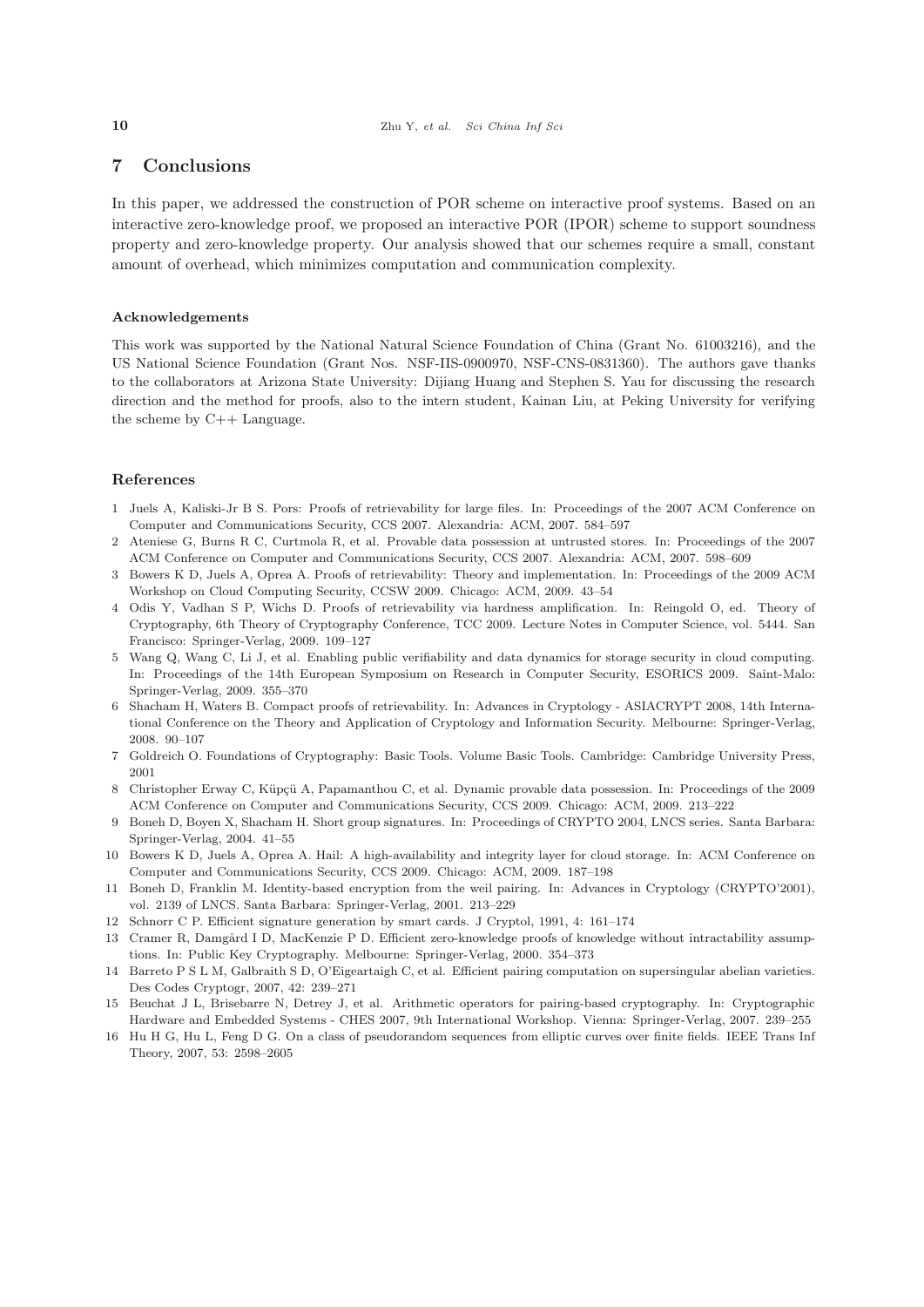## 7 Conclusions

In this paper, we addressed the construction of POR scheme on interactive proof systems. Based on an interactive zero-knowledge proof, we proposed an interactive POR (IPOR) scheme to support soundness property and zero-knowledge property. Our analysis showed that our schemes require a small, constant amount of overhead, which minimizes computation and communication complexity.

#### Acknowledgements

This work was supported by the National Natural Science Foundation of China (Grant No. 61003216), and the US National Science Foundation (Grant Nos. NSF-IIS-0900970, NSF-CNS-0831360). The authors gave thanks to the collaborators at Arizona State University: Dijiang Huang and Stephen S. Yau for discussing the research direction and the method for proofs, also to the intern student, Kainan Liu, at Peking University for verifying the scheme by C++ Language.

#### References

1 Juels A, Kaliski-Jr B S. Pors: Proofs of retrievability for large files. In: Proceedings of the 2007 ACM Conference on Computer and Communications Security, CCS 2007. Alexandria: ACM, 2007. 584–597

2 Ateniese G, Burns R C, Curtmola R, et al. Provable data possession at untrusted stores. In: Proceedings of the 2007 ACM Conference on Computer and Communications Security, CCS 2007. Alexandria: ACM, 2007. 598–609

3 Bowers K D, Juels A, Oprea A. Proofs of retrievability: Theory and implementation. In: Proceedings of the 2009 ACM Workshop on Cloud Computing Security, CCSW 2009. Chicago: ACM, 2009. 43–54

4 Odis Y, Vadhan S P, Wichs D. Proofs of retrievability via hardness amplification. In: Reingold O, ed. Theory of Cryptography, 6th Theory of Cryptography Conference, TCC 2009. Lecture Notes in Computer Science, vol. 5444. San Francisco: Springer-Verlag, 2009. 109–127

5 Wang Q, Wang C, Li J, et al. Enabling public verifiability and data dynamics for storage security in cloud computing. In: Proceedings of the 14th European Symposium on Research in Computer Security, ESORICS 2009. Saint-Malo: Springer-Verlag, 2009. 355–370

6 Shacham H, Waters B. Compact proofs of retrievability. In: Advances in Cryptology - ASIACRYPT 2008, 14th International Conference on the Theory and Application of Cryptology and Information Security. Melbourne: Springer-Verlag, 2008. 90–107

7 Goldreich O. Foundations of Cryptography: Basic Tools. Volume Basic Tools. Cambridge: Cambridge University Press, 2001

8 Christopher Erway C, Küpçü A, Papamanthou C, et al. Dynamic provable data possession. In: Proceedings of the 2009 ACM Conference on Computer and Communications Security, CCS 2009. Chicago: ACM, 2009. 213–222

9 Boneh D, Boyen X, Shacham H. Short group signatures. In: Proceedings of CRYPTO 2004, LNCS series. Santa Barbara: Springer-Verlag, 2004. 41–55

10 Bowers K D, Juels A, Oprea A. Hail: A high-availability and integrity layer for cloud storage. In: ACM Conference on Computer and Communications Security, CCS 2009. Chicago: ACM, 2009. 187–198

11 Boneh D, Franklin M. Identity-based encryption from the weil pairing. In: Advances in Cryptology (CRYPTO'2001), vol. 2139 of LNCS. Santa Barbara: Springer-Verlag, 2001. 213–229

12 Schnorr C P. Efficient signature generation by smart cards. J Cryptol, 1991, 4: 161–174

13 Cramer R, Damgård I D, MacKenzie P D. Efficient zero-knowledge proofs of knowledge without intractability assumptions. In: Public Key Cryptography. Melbourne: Springer-Verlag, 2000. 354–373

14 Barreto P S L M, Galbraith S D, O'Eigeartaigh C, et al. Efficient pairing computation on supersingular abelian varieties. Des Codes Cryptogr, 2007, 42: 239–271

15 Beuchat J L, Brisebarre N, Detrey J, et al. Arithmetic operators for pairing-based cryptography. In: Cryptographic Hardware and Embedded Systems - CHES 2007, 9th International Workshop. Vienna: Springer-Verlag, 2007. 239–255

16 Hu H G, Hu L, Feng D G. On a class of pseudorandom sequences from elliptic curves over finite fields. IEEE Trans Inf Theory, 2007, 53: 2598–2605